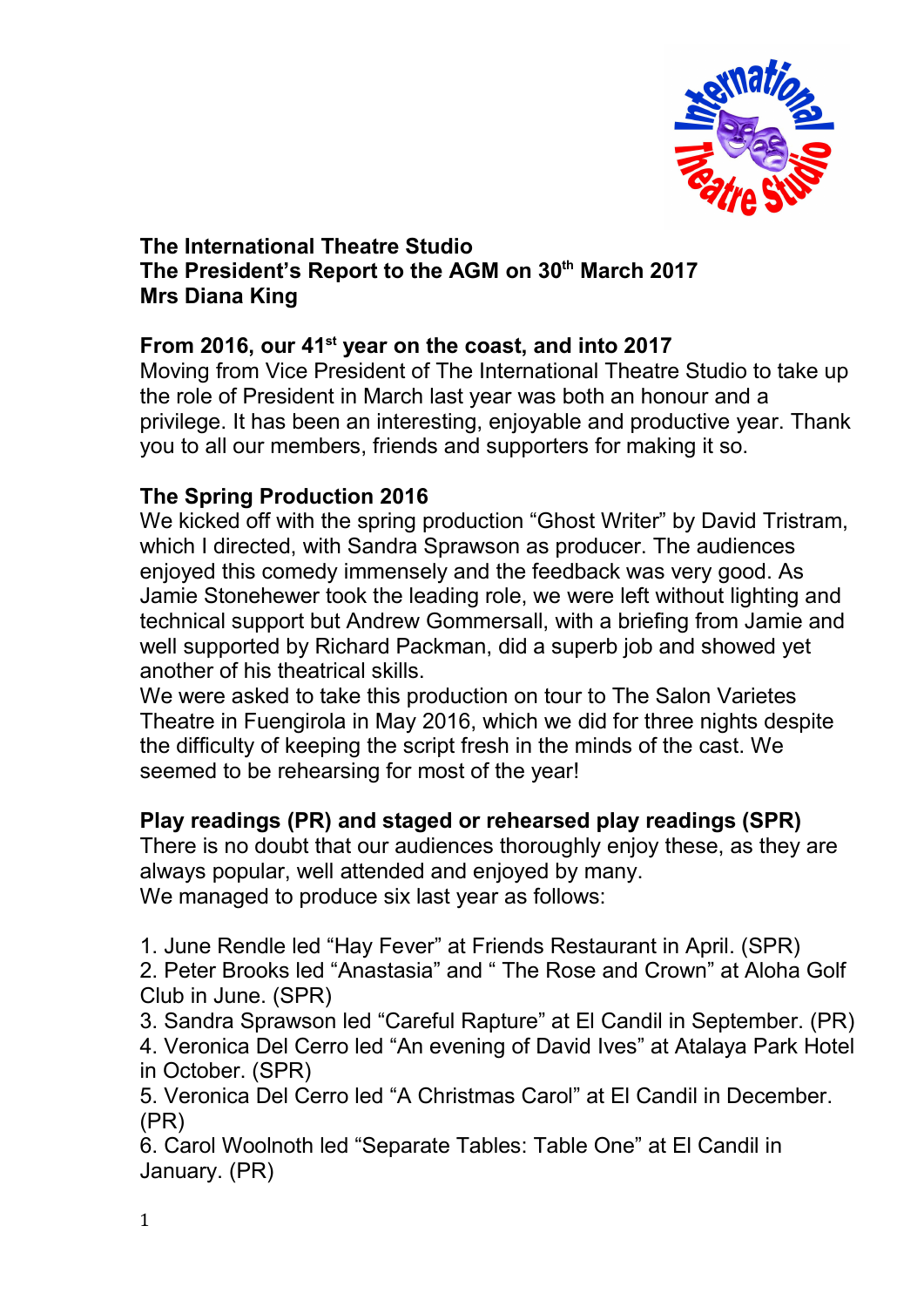**The International Theatre Studio**
**The President's Report to the AGM on 30th March 2017**
**Mrs Diana King**

## From 2016, our 41st year on the coast, and into 2017

Moving from Vice President of The International Theatre Studio to take up the role of President in March last year was both an honour and a privilege. It has been an interesting, enjoyable and productive year. Thank you to all our members, friends and supporters for making it so.

## The Spring Production 2016

We kicked off with the spring production "Ghost Writer" by David Tristram, which I directed, with Sandra Sprawson as producer. The audiences enjoyed this comedy immensely and the feedback was very good. As Jamie Stonehewer took the leading role, we were left without lighting and technical support but Andrew Gommersall, with a briefing from Jamie and well supported by Richard Packman, did a superb job and showed yet another of his theatrical skills.

We were asked to take this production on tour to The Salon Varietes Theatre in Fuengirola in May 2016, which we did for three nights despite the difficulty of keeping the script fresh in the minds of the cast. We seemed to be rehearsing for most of the year!

## Play readings (PR) and staged or rehearsed play readings (SPR)

There is no doubt that our audiences thoroughly enjoy these, as they are always popular, well attended and enjoyed by many.

We managed to produce six last year as follows:

1. June Rendle led "Hay Fever" at Friends Restaurant in April. (SPR)
2. Peter Brooks led "Anastasia" and " The Rose and Crown" at Aloha Golf Club in June. (SPR)
3. Sandra Sprawson led "Careful Rapture" at El Candil in September. (PR)
4. Veronica Del Cerro led "An evening of David Ives" at Atalaya Park Hotel in October. (SPR)
5. Veronica Del Cerro led "A Christmas Carol" at El Candil in December. (PR)
6. Carol Woolnoth led "Separate Tables: Table One" at El Candil in January. (PR)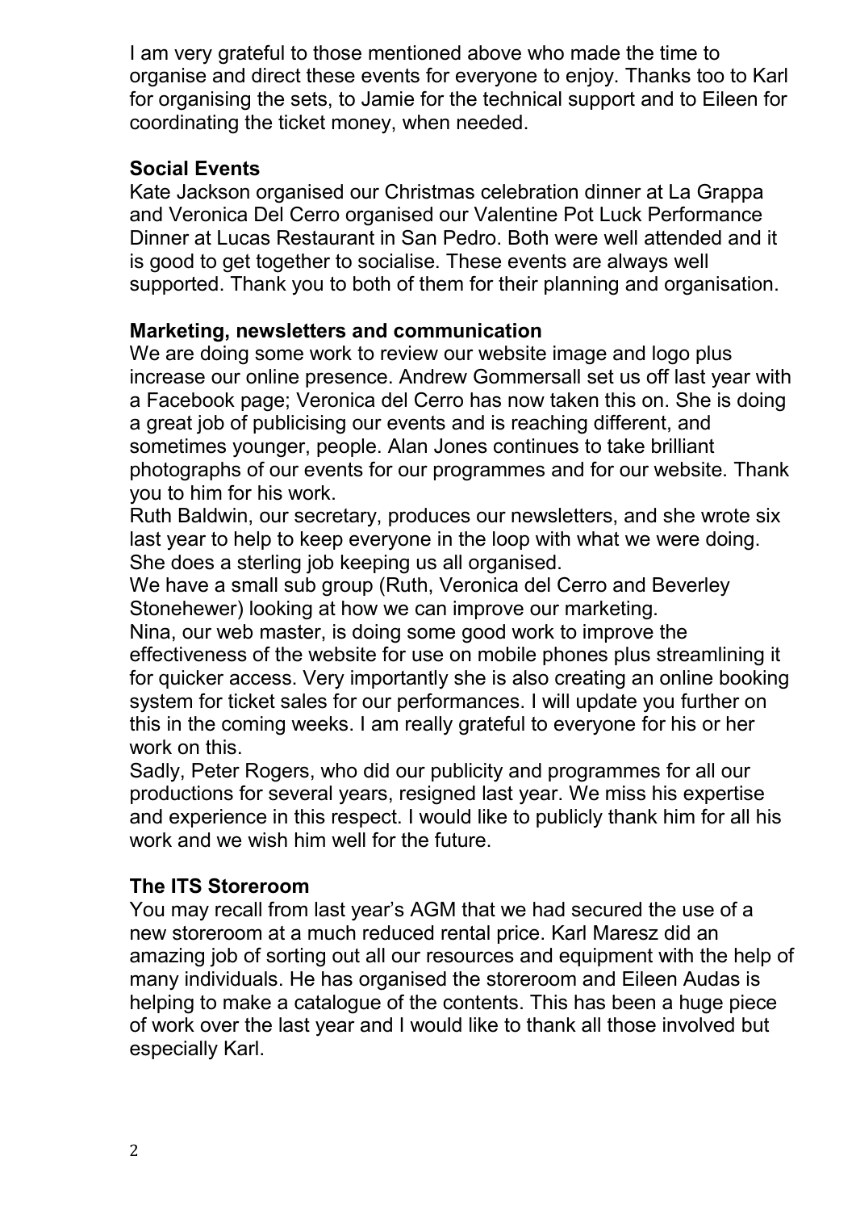I am very grateful to those mentioned above who made the time to organise and direct these events for everyone to enjoy. Thanks too to Karl for organising the sets, to Jamie for the technical support and to Eileen for coordinating the ticket money, when needed.

**Social Events**

Kate Jackson organised our Christmas celebration dinner at La Grappa and Veronica Del Cerro organised our Valentine Pot Luck Performance Dinner at Lucas Restaurant in San Pedro. Both were well attended and it is good to get together to socialise. These events are always well supported. Thank you to both of them for their planning and organisation.

**Marketing, newsletters and communication**

We are doing some work to review our website image and logo plus increase our online presence. Andrew Gommersall set us off last year with a Facebook page; Veronica del Cerro has now taken this on. She is doing a great job of publicising our events and is reaching different, and sometimes younger, people. Alan Jones continues to take brilliant photographs of our events for our programmes and for our website. Thank you to him for his work.

Ruth Baldwin, our secretary, produces our newsletters, and she wrote six last year to help to keep everyone in the loop with what we were doing. She does a sterling job keeping us all organised.

We have a small sub group (Ruth, Veronica del Cerro and Beverley Stonehewer) looking at how we can improve our marketing.

Nina, our web master, is doing some good work to improve the effectiveness of the website for use on mobile phones plus streamlining it for quicker access. Very importantly she is also creating an online booking system for ticket sales for our performances. I will update you further on this in the coming weeks. I am really grateful to everyone for his or her work on this.

Sadly, Peter Rogers, who did our publicity and programmes for all our productions for several years, resigned last year. We miss his expertise and experience in this respect. I would like to publicly thank him for all his work and we wish him well for the future.

**The ITS Storeroom**

You may recall from last year's AGM that we had secured the use of a new storeroom at a much reduced rental price. Karl Maresz did an amazing job of sorting out all our resources and equipment with the help of many individuals. He has organised the storeroom and Eileen Audas is helping to make a catalogue of the contents. This has been a huge piece of work over the last year and I would like to thank all those involved but especially Karl.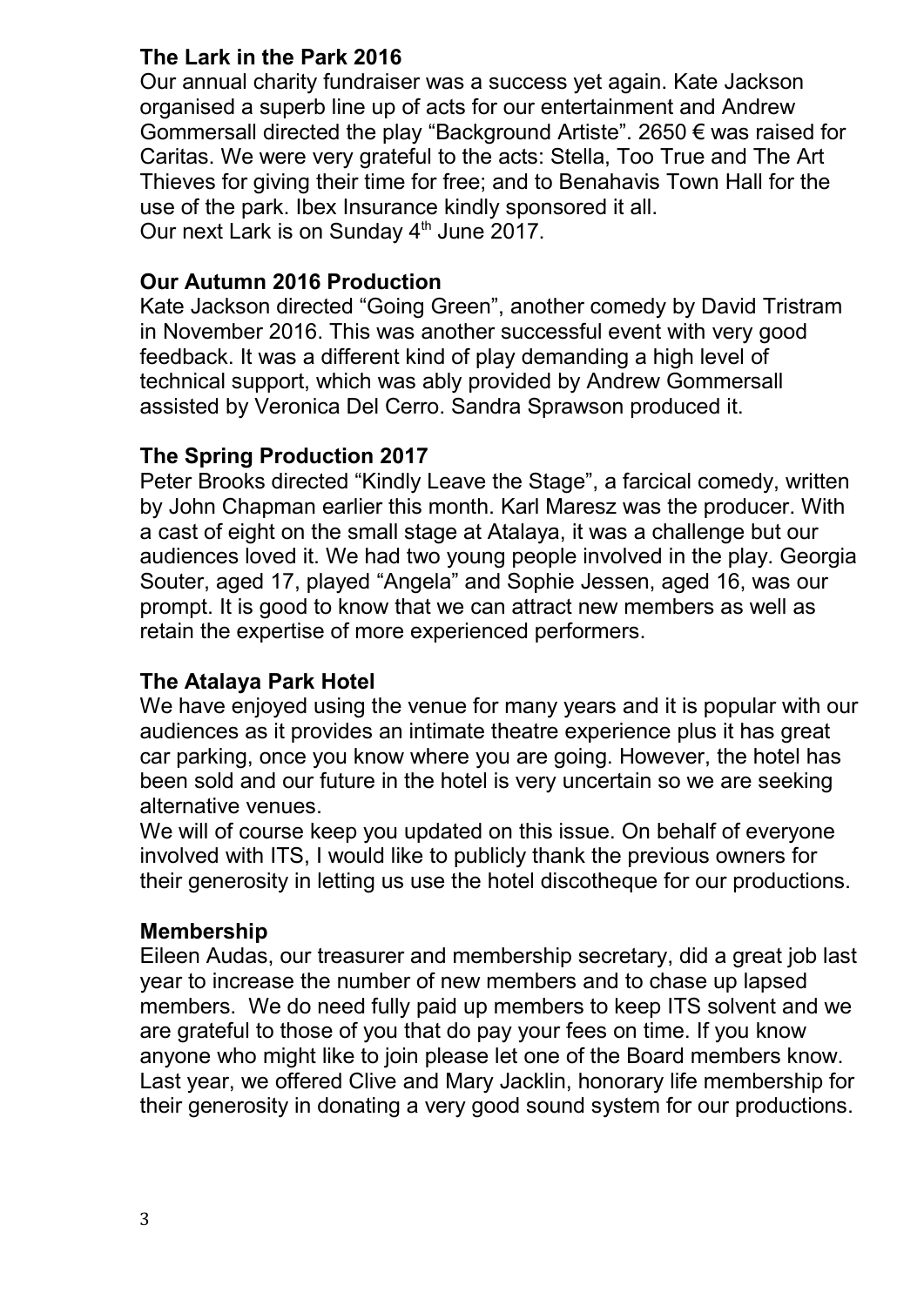**The Lark in the Park 2016**

Our annual charity fundraiser was a success yet again. Kate Jackson organised a superb line up of acts for our entertainment and Andrew Gommersall directed the play “Background Artiste”. 2650 € was raised for Caritas. We were very grateful to the acts: Stella, Too True and The Art Thieves for giving their time for free; and to Benahavis Town Hall for the use of the park. Ibex Insurance kindly sponsored it all.
Our next Lark is on Sunday 4th June 2017.

**Our Autumn 2016 Production**

Kate Jackson directed “Going Green”, another comedy by David Tristram in November 2016. This was another successful event with very good feedback. It was a different kind of play demanding a high level of technical support, which was ably provided by Andrew Gommersall assisted by Veronica Del Cerro. Sandra Sprawson produced it.

**The Spring Production 2017**

Peter Brooks directed “Kindly Leave the Stage”, a farcical comedy, written by John Chapman earlier this month. Karl Maresz was the producer. With a cast of eight on the small stage at Atalaya, it was a challenge but our audiences loved it. We had two young people involved in the play. Georgia Souter, aged 17, played “Angela” and Sophie Jessen, aged 16, was our prompt. It is good to know that we can attract new members as well as retain the expertise of more experienced performers.

**The Atalaya Park Hotel**

We have enjoyed using the venue for many years and it is popular with our audiences as it provides an intimate theatre experience plus it has great car parking, once you know where you are going. However, the hotel has been sold and our future in the hotel is very uncertain so we are seeking alternative venues.
We will of course keep you updated on this issue. On behalf of everyone involved with ITS, I would like to publicly thank the previous owners for their generosity in letting us use the hotel discotheque for our productions.

**Membership**

Eileen Audas, our treasurer and membership secretary, did a great job last year to increase the number of new members and to chase up lapsed members. We do need fully paid up members to keep ITS solvent and we are grateful to those of you that do pay your fees on time. If you know anyone who might like to join please let one of the Board members know. Last year, we offered Clive and Mary Jacklin, honorary life membership for their generosity in donating a very good sound system for our productions.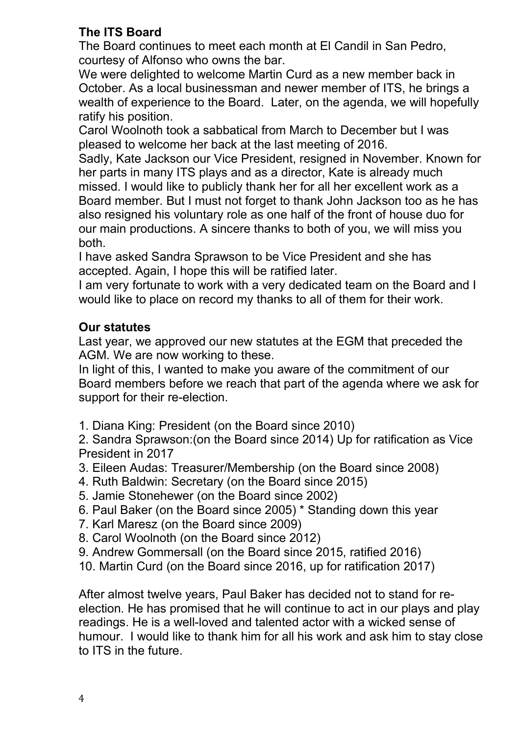**The ITS Board**

The Board continues to meet each month at El Candil in San Pedro, courtesy of Alfonso who owns the bar.

We were delighted to welcome Martin Curd as a new member back in October. As a local businessman and newer member of ITS, he brings a wealth of experience to the Board. Later, on the agenda, we will hopefully ratify his position.

Carol Woolnoth took a sabbatical from March to December but I was pleased to welcome her back at the last meeting of 2016.

Sadly, Kate Jackson our Vice President, resigned in November. Known for her parts in many ITS plays and as a director, Kate is already much missed. I would like to publicly thank her for all her excellent work as a Board member. But I must not forget to thank John Jackson too as he has also resigned his voluntary role as one half of the front of house duo for our main productions. A sincere thanks to both of you, we will miss you both.

I have asked Sandra Sprawson to be Vice President and she has accepted. Again, I hope this will be ratified later.

I am very fortunate to work with a very dedicated team on the Board and I would like to place on record my thanks to all of them for their work.

**Our statutes**

Last year, we approved our new statutes at the EGM that preceded the AGM. We are now working to these.

In light of this, I wanted to make you aware of the commitment of our Board members before we reach that part of the agenda where we ask for support for their re-election.

1. Diana King: President (on the Board since 2010)
2. Sandra Sprawson:(on the Board since 2014) Up for ratification as Vice President in 2017
3. Eileen Audas: Treasurer/Membership (on the Board since 2008)
4. Ruth Baldwin: Secretary (on the Board since 2015)
5. Jamie Stonehewer (on the Board since 2002)
6. Paul Baker (on the Board since 2005) * Standing down this year
7. Karl Maresz (on the Board since 2009)
8. Carol Woolnoth (on the Board since 2012)
9. Andrew Gommersall (on the Board since 2015, ratified 2016)
10. Martin Curd (on the Board since 2016, up for ratification 2017)

After almost twelve years, Paul Baker has decided not to stand for re-election. He has promised that he will continue to act in our plays and play readings. He is a well-loved and talented actor with a wicked sense of humour. I would like to thank him for all his work and ask him to stay close to ITS in the future.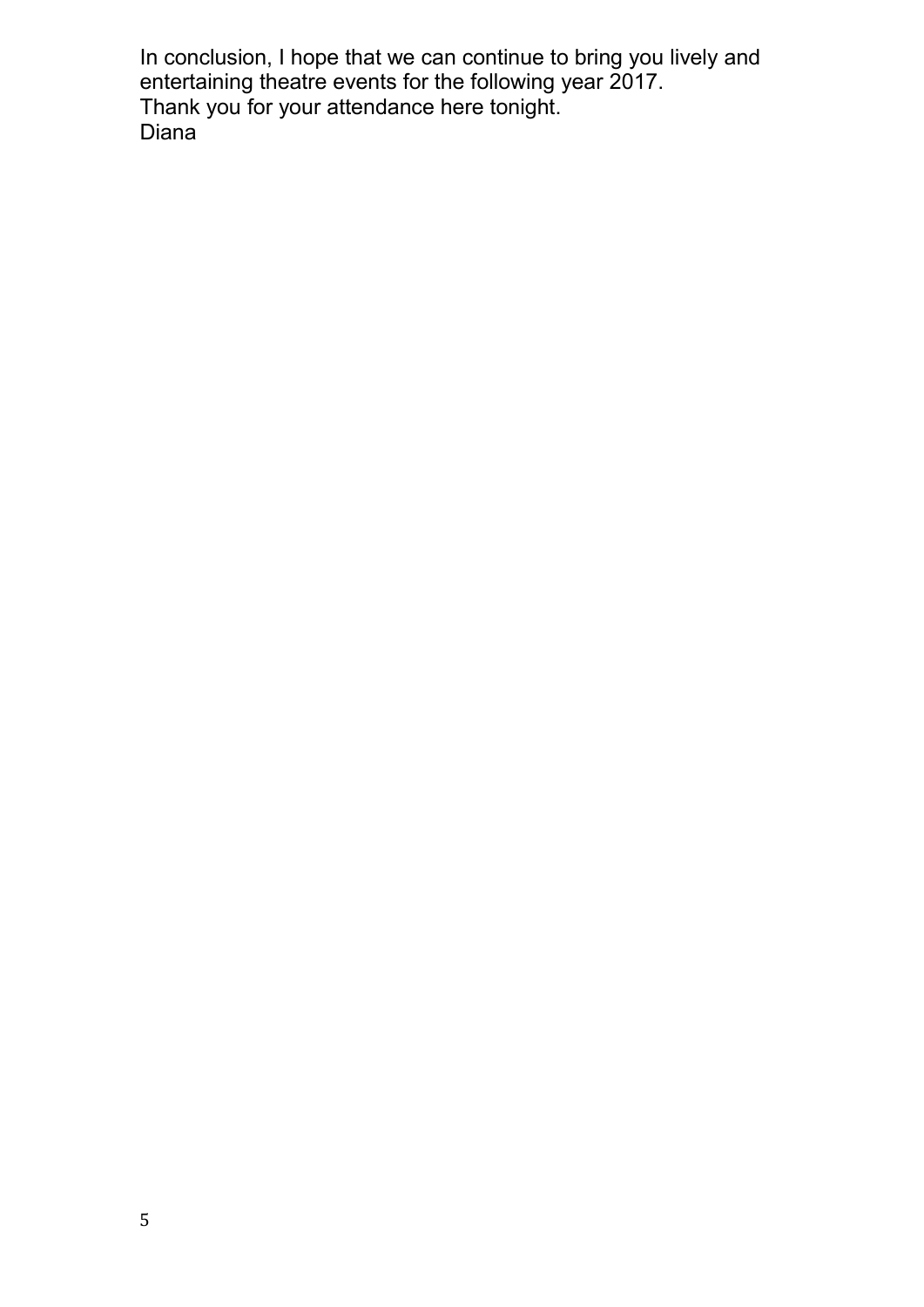In conclusion, I hope that we can continue to bring you lively and entertaining theatre events for the following year 2017.
Thank you for your attendance here tonight.
Diana